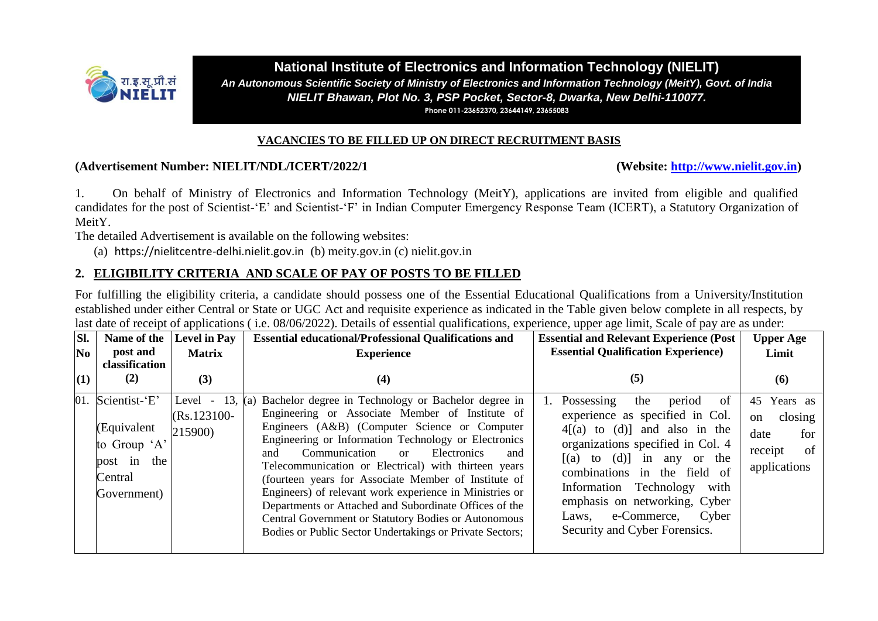# National Institute of Electronics and Information Technology (NIELIT)

*An Autonomous Scientific Society of Ministry of Electronics and Information Technology (MeitY), Govt. of India*

*NIELIT Bhawan, Plot No. 3, PSP Pocket, Sector-8, Dwarka, New Delhi-110077.*

Phone 011-23652370, 23644149, 23655083

## VACANCIES TO BE FILLED UP ON DIRECT RECRUITMENT BASIS

**(Advertisement Number: NIELIT/NDL/ICERT/2022/1** **(Website: http://www.nielit.gov.in)**

1. On behalf of Ministry of Electronics and Information Technology (MeitY), applications are invited from eligible and qualified candidates for the post of Scientist-'E' and Scientist-'F' in Indian Computer Emergency Response Team (ICERT), a Statutory Organization of MeitY.

The detailed Advertisement is available on the following websites:

(a) https://nielitcentre-delhi.nielit.gov.in (b) meity.gov.in (c) nielit.gov.in

## 2. ELIGIBILITY CRITERIA AND SCALE OF PAY OF POSTS TO BE FILLED

For fulfilling the eligibility criteria, a candidate should possess one of the Essential Educational Qualifications from a University/Institution established under either Central or State or UGC Act and requisite experience as indicated in the Table given below complete in all respects, by last date of receipt of applications ( i.e. 08/06/2022). Details of essential qualifications, experience, upper age limit, Scale of pay are as under:

| Sl. No (1) | Name of the post and classification (2) | Level in Pay Matrix (3) | Essential educational/Professional Qualifications and Experience (4) | Essential and Relevant Experience (Post Essential Qualification Experience) (5) | Upper Age Limit (6) |
|---|---|---|---|---|---|
| 01. | Scientist-'E' (Equivalent to Group 'A' post in the Central Government) | Level - 13, (Rs.123100-215900) | (a) Bachelor degree in Technology or Bachelor degree in Engineering or Associate Member of Institute of Engineers (A&B) (Computer Science or Computer Engineering or Information Technology or Electronics and Communication or Electronics and Telecommunication or Electrical) with thirteen years (fourteen years for Associate Member of Institute of Engineers) of relevant work experience in Ministries or Departments or Attached and Subordinate Offices of the Central Government or Statutory Bodies or Autonomous Bodies or Public Sector Undertakings or Private Sectors; | 1. Possessing the period of experience as specified in Col. 4[(a) to (d)] and also in the organizations specified in Col. 4 [(a) to (d)] in any or the combinations in the field of Information Technology with emphasis on networking, Cyber Laws, e-Commerce, Cyber Security and Cyber Forensics. | 45 Years as on closing date for receipt of applications |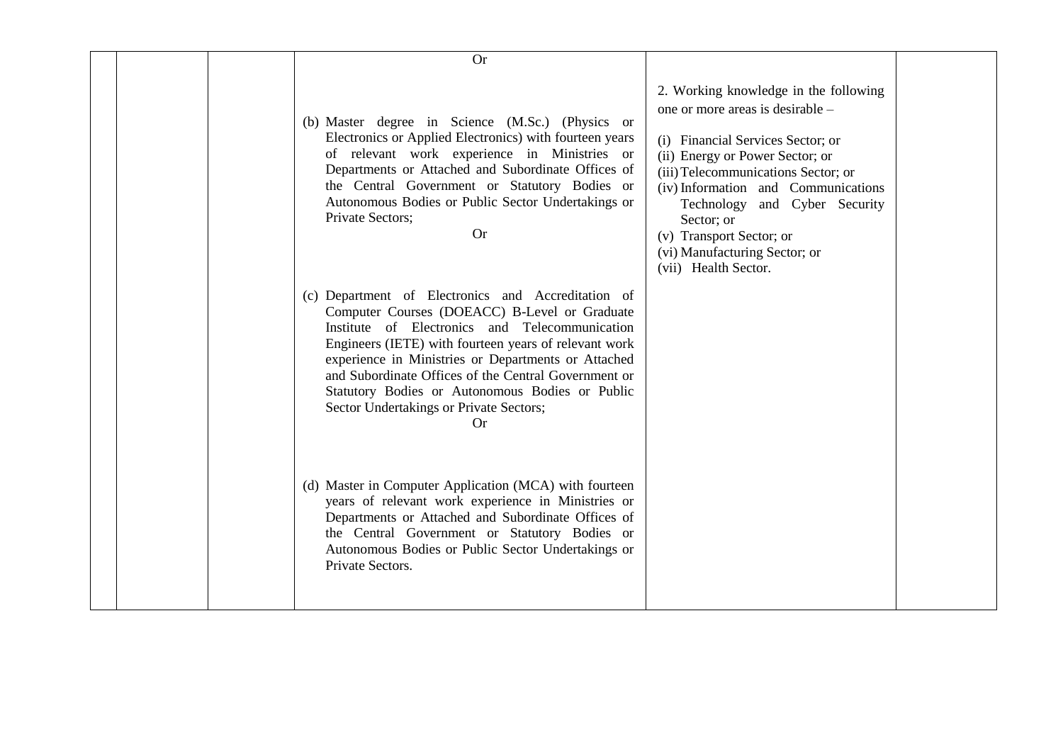| | | | Or<br><br>(b) Master degree in Science (M.Sc.) (Physics or Electronics or Applied Electronics) with fourteen years of relevant work experience in Ministries or Departments or Attached and Subordinate Offices of the Central Government or Statutory Bodies or Autonomous Bodies or Public Sector Undertakings or Private Sectors;<br>Or<br><br>(c) Department of Electronics and Accreditation of Computer Courses (DOEACC) B-Level or Graduate Institute of Electronics and Telecommunication Engineers (IETE) with fourteen years of relevant work experience in Ministries or Departments or Attached and Subordinate Offices of the Central Government or Statutory Bodies or Autonomous Bodies or Public Sector Undertakings or Private Sectors;<br>Or<br><br>(d) Master in Computer Application (MCA) with fourteen years of relevant work experience in Ministries or Departments or Attached and Subordinate Offices of the Central Government or Statutory Bodies or Autonomous Bodies or Public Sector Undertakings or Private Sectors. | 2. Working knowledge in the following one or more areas is desirable –<br><br>(i) Financial Services Sector; or<br>(ii) Energy or Power Sector; or<br>(iii) Telecommunications Sector; or<br>(iv) Information and Communications Technology and Cyber Security Sector; or<br>(v) Transport Sector; or<br>(vi) Manufacturing Sector; or<br>(vii) Health Sector. | |
|---|---|---|---|---|---|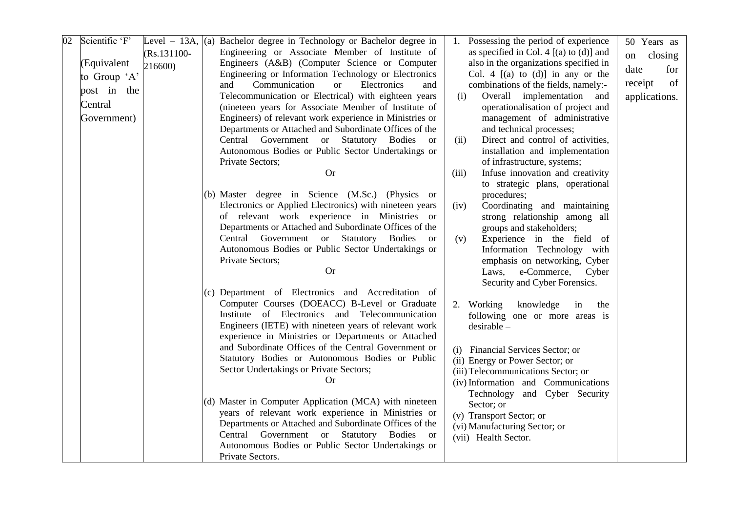| 02 | Scientific 'F'<br><br>(Equivalent to Group 'A' post in the Central Government) | Level – 13A, (Rs.131100-216600) | (a) Bachelor degree in Technology or Bachelor degree in Engineering or Associate Member of Institute of Engineers (A&B) (Computer Science or Computer Engineering or Information Technology or Electronics and Communication or Electronics and Telecommunication or Electrical) with eighteen years (nineteen years for Associate Member of Institute of Engineers) of relevant work experience in Ministries or Departments or Attached and Subordinate Offices of the Central Government or Statutory Bodies or Autonomous Bodies or Public Sector Undertakings or Private Sectors;<br><br>Or<br><br>(b) Master degree in Science (M.Sc.) (Physics or Electronics or Applied Electronics) with nineteen years of relevant work experience in Ministries or Departments or Attached and Subordinate Offices of the Central Government or Statutory Bodies or Autonomous Bodies or Public Sector Undertakings or Private Sectors;<br><br>Or<br><br>(c) Department of Electronics and Accreditation of Computer Courses (DOEACC) B-Level or Graduate Institute of Electronics and Telecommunication Engineers (IETE) with nineteen years of relevant work experience in Ministries or Departments or Attached and Subordinate Offices of the Central Government or Statutory Bodies or Autonomous Bodies or Public Sector Undertakings or Private Sectors;<br><br>Or<br><br>(d) Master in Computer Application (MCA) with nineteen years of relevant work experience in Ministries or Departments or Attached and Subordinate Offices of the Central Government or Statutory Bodies or Autonomous Bodies or Public Sector Undertakings or Private Sectors. | 1. Possessing the period of experience as specified in Col. 4 [(a) to (d)] and also in the organizations specified in Col. 4 [(a) to (d)] in any or the combinations of the fields, namely:-<br>(i) Overall implementation and operationalisation of project and management of administrative and technical processes;<br>(ii) Direct and control of activities, installation and implementation of infrastructure, systems;<br>(iii) Infuse innovation and creativity to strategic plans, operational procedures;<br>(iv) Coordinating and maintaining strong relationship among all groups and stakeholders;<br>(v) Experience in the field of Information Technology with emphasis on networking, Cyber Laws, e-Commerce, Cyber Security and Cyber Forensics.<br><br>2. Working knowledge in the following one or more areas is desirable –<br><br>(i) Financial Services Sector; or<br>(ii) Energy or Power Sector; or<br>(iii) Telecommunications Sector; or<br>(iv) Information and Communications Technology and Cyber Security Sector; or<br>(v) Transport Sector; or<br>(vi) Manufacturing Sector; or<br>(vii) Health Sector. | 50 Years as on closing date for receipt of applications. |
|---|---|---|---|---|---|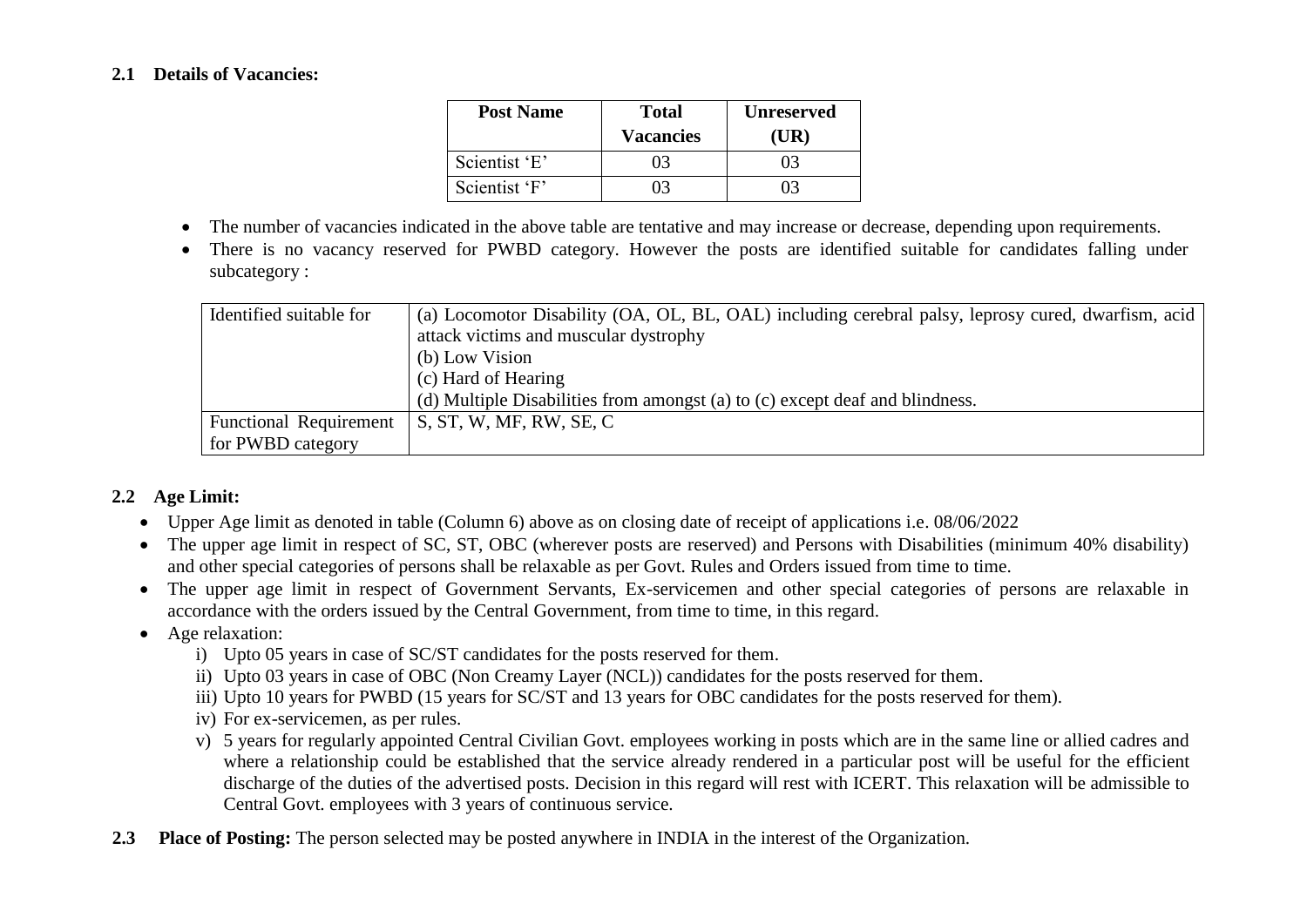### 2.1 Details of Vacancies:

| Post Name | Total Vacancies | Unreserved (UR) |
|---|---|---|
| Scientist 'E' | 03 | 03 |
| Scientist 'F' | 03 | 03 |

- The number of vacancies indicated in the above table are tentative and may increase or decrease, depending upon requirements.
- There is no vacancy reserved for PWBD category. However the posts are identified suitable for candidates falling under subcategory :

| Identified suitable for | (a) Locomotor Disability (OA, OL, BL, OAL) including cerebral palsy, leprosy cured, dwarfism, acid attack victims and muscular dystrophy<br>(b) Low Vision<br>(c) Hard of Hearing<br>(d) Multiple Disabilities from amongst (a) to (c) except deaf and blindness. |
|---|---|
| Functional Requirement for PWBD category | S, ST, W, MF, RW, SE, C |

### 2.2 Age Limit:

- Upper Age limit as denoted in table (Column 6) above as on closing date of receipt of applications i.e. 08/06/2022
- The upper age limit in respect of SC, ST, OBC (wherever posts are reserved) and Persons with Disabilities (minimum 40% disability) and other special categories of persons shall be relaxable as per Govt. Rules and Orders issued from time to time.
- The upper age limit in respect of Government Servants, Ex-servicemen and other special categories of persons are relaxable in accordance with the orders issued by the Central Government, from time to time, in this regard.
- Age relaxation:
  - i) Upto 05 years in case of SC/ST candidates for the posts reserved for them.
  - ii) Upto 03 years in case of OBC (Non Creamy Layer (NCL)) candidates for the posts reserved for them.
  - iii) Upto 10 years for PWBD (15 years for SC/ST and 13 years for OBC candidates for the posts reserved for them).
  - iv) For ex-servicemen, as per rules.
  - v) 5 years for regularly appointed Central Civilian Govt. employees working in posts which are in the same line or allied cadres and where a relationship could be established that the service already rendered in a particular post will be useful for the efficient discharge of the duties of the advertised posts. Decision in this regard will rest with ICERT. This relaxation will be admissible to Central Govt. employees with 3 years of continuous service.

**2.3 Place of Posting:** The person selected may be posted anywhere in INDIA in the interest of the Organization.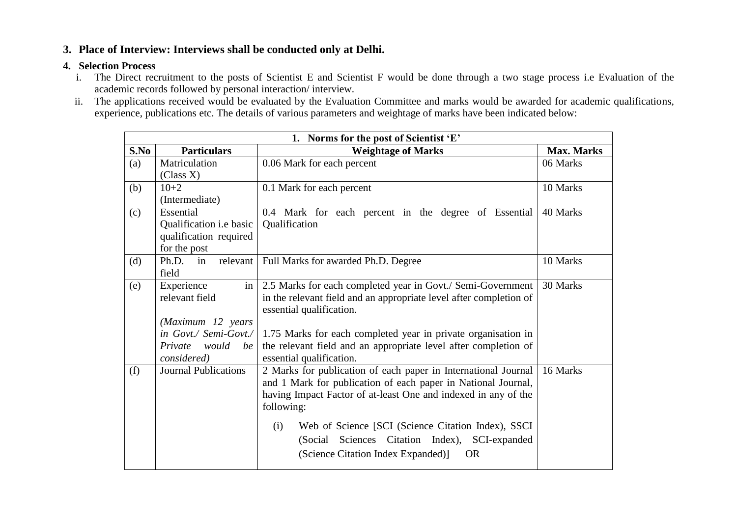## 3. Place of Interview: Interviews shall be conducted only at Delhi.

## 4. Selection Process

i. The Direct recruitment to the posts of Scientist E and Scientist F would be done through a two stage process i.e Evaluation of the academic records followed by personal interaction/ interview.

ii. The applications received would be evaluated by the Evaluation Committee and marks would be awarded for academic qualifications, experience, publications etc. The details of various parameters and weightage of marks have been indicated below:

| **1. Norms for the post of Scientist 'E'** | | | |
|---|---|---|---|
| **S.No** | **Particulars** | **Weightage of Marks** | **Max. Marks** |
| (a) | Matriculation (Class X) | 0.06 Mark for each percent | 06 Marks |
| (b) | 10+2 (Intermediate) | 0.1 Mark for each percent | 10 Marks |
| (c) | Essential Qualification i.e basic qualification required for the post | 0.4 Mark for each percent in the degree of Essential Qualification | 40 Marks |
| (d) | Ph.D. in relevant field | Full Marks for awarded Ph.D. Degree | 10 Marks |
| (e) | Experience in relevant field<br><br>*(Maximum 12 years in Govt./ Semi-Govt./ Private would be considered)* | 2.5 Marks for each completed year in Govt./ Semi-Government in the relevant field and an appropriate level after completion of essential qualification.<br><br>1.75 Marks for each completed year in private organisation in the relevant field and an appropriate level after completion of essential qualification. | 30 Marks |
| (f) | Journal Publications | 2 Marks for publication of each paper in International Journal and 1 Mark for publication of each paper in National Journal, having Impact Factor of at-least One and indexed in any of the following:<br><br>(i) Web of Science [SCI (Science Citation Index), SSCI (Social Sciences Citation Index), SCI-expanded (Science Citation Index Expanded)] OR | 16 Marks |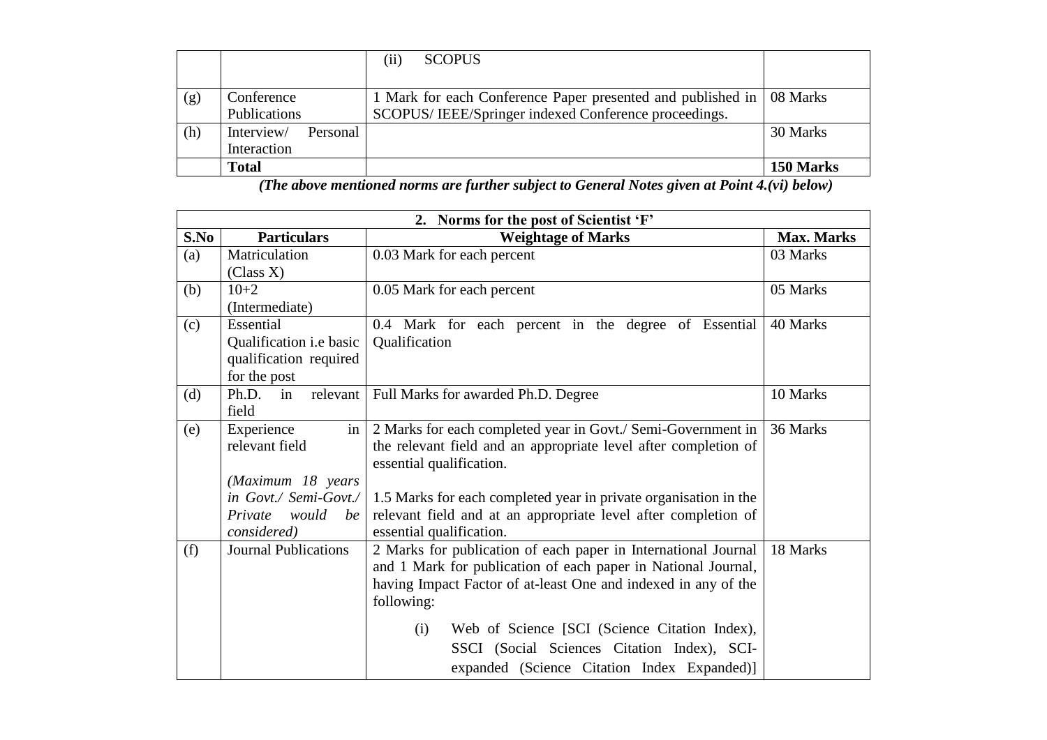|  |  | (ii) SCOPUS |  |
|---|---|---|---|
| (g) | Conference Publications | 1 Mark for each Conference Paper presented and published in SCOPUS/ IEEE/Springer indexed Conference proceedings. | 08 Marks |
| (h) | Interview/ Personal Interaction |  | 30 Marks |
|  | **Total** |  | **150 Marks** |

***(The above mentioned norms are further subject to General Notes given at Point 4.(vi) below)***

| **2. Norms for the post of Scientist 'F'** | | | |
|---|---|---|---|
| **S.No** | **Particulars** | **Weightage of Marks** | **Max. Marks** |
| (a) | Matriculation (Class X) | 0.03 Mark for each percent | 03 Marks |
| (b) | 10+2 (Intermediate) | 0.05 Mark for each percent | 05 Marks |
| (c) | Essential Qualification i.e basic qualification required for the post | 0.4 Mark for each percent in the degree of Essential Qualification | 40 Marks |
| (d) | Ph.D. in relevant field | Full Marks for awarded Ph.D. Degree | 10 Marks |
| (e) | Experience in relevant field<br><br>*(Maximum 18 years in Govt./ Semi-Govt./ Private would be considered)* | 2 Marks for each completed year in Govt./ Semi-Government in the relevant field and an appropriate level after completion of essential qualification.<br><br>1.5 Marks for each completed year in private organisation in the relevant field and at an appropriate level after completion of essential qualification. | 36 Marks |
| (f) | Journal Publications | 2 Marks for publication of each paper in International Journal and 1 Mark for publication of each paper in National Journal, having Impact Factor of at-least One and indexed in any of the following:<br><br>(i) Web of Science [SCI (Science Citation Index), SSCI (Social Sciences Citation Index), SCI-expanded (Science Citation Index Expanded)] | 18 Marks |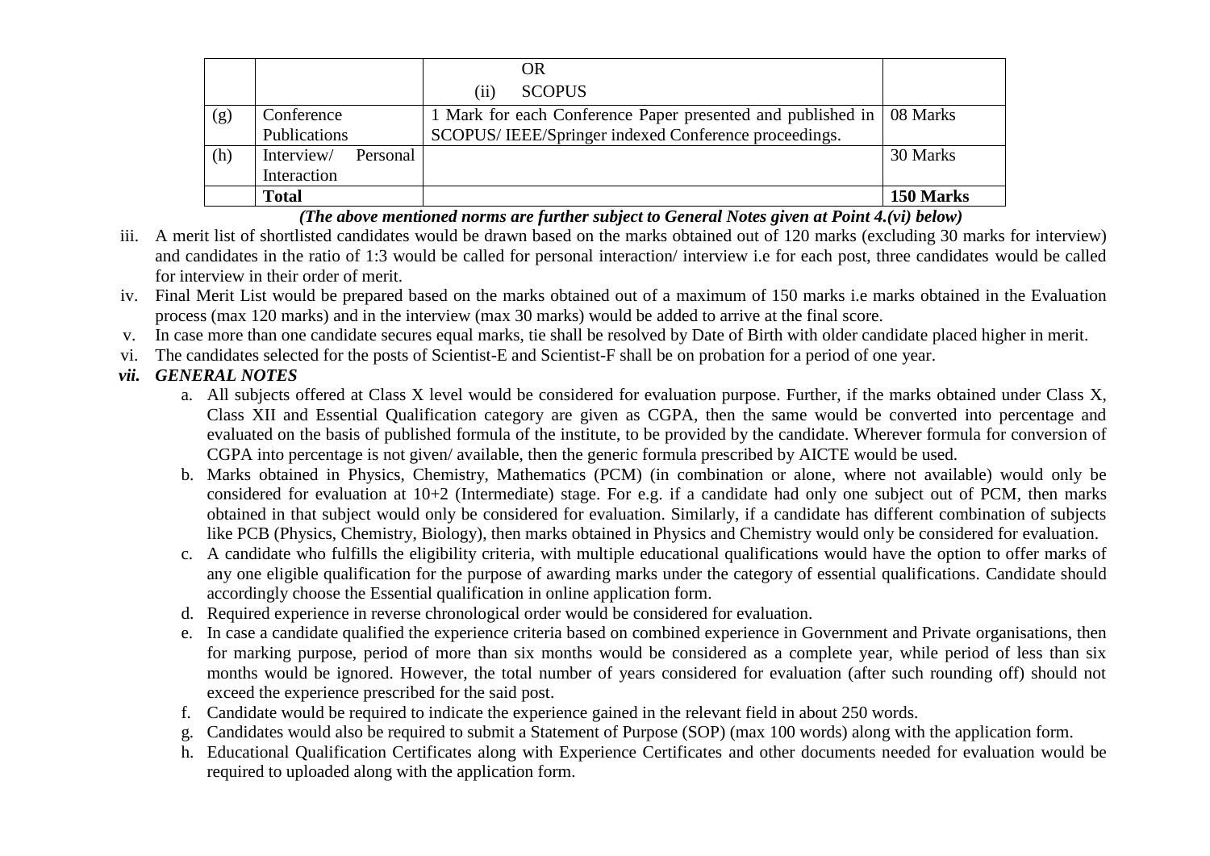| | | | |
|---|---|---|---|
| | | OR<br>(ii) SCOPUS | |
| (g) | Conference Publications | 1 Mark for each Conference Paper presented and published in SCOPUS/ IEEE/Springer indexed Conference proceedings. | 08 Marks |
| (h) | Interview/ Personal Interaction | | 30 Marks |
| | **Total** | | **150 Marks** |

***(The above mentioned norms are further subject to General Notes given at Point 4.(vi) below)***

iii. A merit list of shortlisted candidates would be drawn based on the marks obtained out of 120 marks (excluding 30 marks for interview) and candidates in the ratio of 1:3 would be called for personal interaction/ interview i.e for each post, three candidates would be called for interview in their order of merit.

iv. Final Merit List would be prepared based on the marks obtained out of a maximum of 150 marks i.e marks obtained in the Evaluation process (max 120 marks) and in the interview (max 30 marks) would be added to arrive at the final score.

v. In case more than one candidate secures equal marks, tie shall be resolved by Date of Birth with older candidate placed higher in merit.

vi. The candidates selected for the posts of Scientist-E and Scientist-F shall be on probation for a period of one year.

***vii. GENERAL NOTES***

a. All subjects offered at Class X level would be considered for evaluation purpose. Further, if the marks obtained under Class X, Class XII and Essential Qualification category are given as CGPA, then the same would be converted into percentage and evaluated on the basis of published formula of the institute, to be provided by the candidate. Wherever formula for conversion of CGPA into percentage is not given/ available, then the generic formula prescribed by AICTE would be used.

b. Marks obtained in Physics, Chemistry, Mathematics (PCM) (in combination or alone, where not available) would only be considered for evaluation at 10+2 (Intermediate) stage. For e.g. if a candidate had only one subject out of PCM, then marks obtained in that subject would only be considered for evaluation. Similarly, if a candidate has different combination of subjects like PCB (Physics, Chemistry, Biology), then marks obtained in Physics and Chemistry would only be considered for evaluation.

c. A candidate who fulfills the eligibility criteria, with multiple educational qualifications would have the option to offer marks of any one eligible qualification for the purpose of awarding marks under the category of essential qualifications. Candidate should accordingly choose the Essential qualification in online application form.

d. Required experience in reverse chronological order would be considered for evaluation.

e. In case a candidate qualified the experience criteria based on combined experience in Government and Private organisations, then for marking purpose, period of more than six months would be considered as a complete year, while period of less than six months would be ignored. However, the total number of years considered for evaluation (after such rounding off) should not exceed the experience prescribed for the said post.

f. Candidate would be required to indicate the experience gained in the relevant field in about 250 words.

g. Candidates would also be required to submit a Statement of Purpose (SOP) (max 100 words) along with the application form.

h. Educational Qualification Certificates along with Experience Certificates and other documents needed for evaluation would be required to uploaded along with the application form.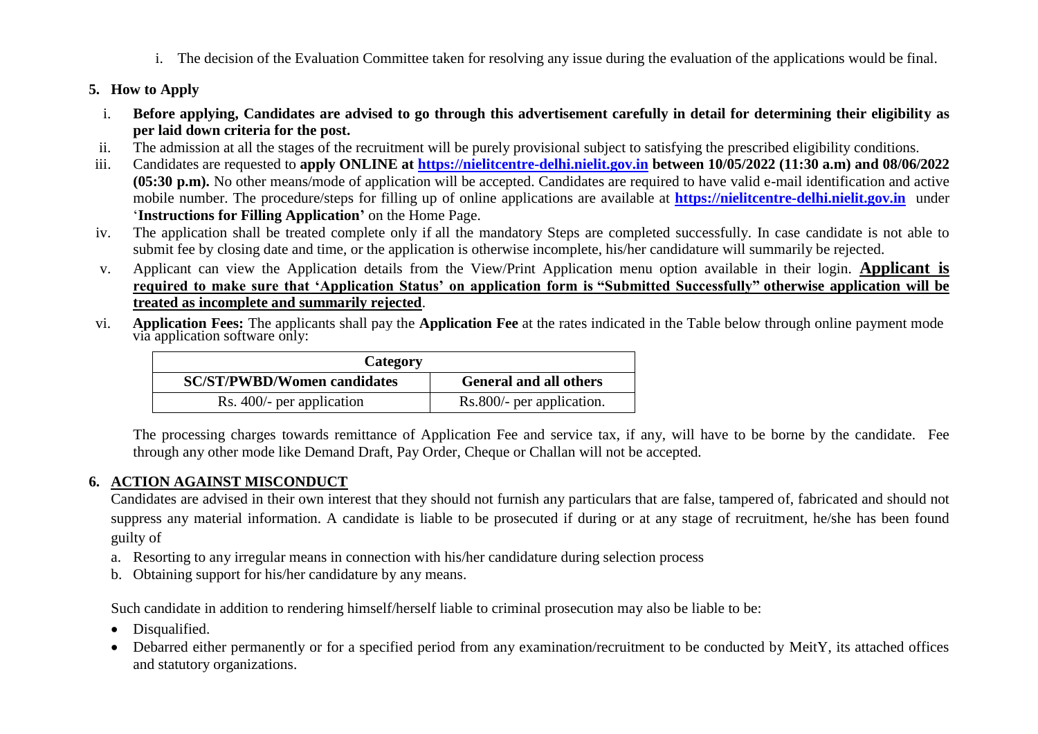i. The decision of the Evaluation Committee taken for resolving any issue during the evaluation of the applications would be final.

## 5. How to Apply

i. **Before applying, Candidates are advised to go through this advertisement carefully in detail for determining their eligibility as per laid down criteria for the post.**

ii. The admission at all the stages of the recruitment will be purely provisional subject to satisfying the prescribed eligibility conditions.

iii. Candidates are requested to **apply ONLINE at https://nielitcentre-delhi.nielit.gov.in between 10/05/2022 (11:30 a.m) and 08/06/2022 (05:30 p.m).** No other means/mode of application will be accepted. Candidates are required to have valid e-mail identification and active mobile number. The procedure/steps for filling up of online applications are available at **https://nielitcentre-delhi.nielit.gov.in** under '**Instructions for Filling Application**' on the Home Page.

iv. The application shall be treated complete only if all the mandatory Steps are completed successfully. In case candidate is not able to submit fee by closing date and time, or the application is otherwise incomplete, his/her candidature will summarily be rejected.

v. Applicant can view the Application details from the View/Print Application menu option available in their login. **Applicant is required to make sure that 'Application Status' on application form is "Submitted Successfully" otherwise application will be treated as incomplete and summarily rejected**.

vi. **Application Fees:** The applicants shall pay the **Application Fee** at the rates indicated in the Table below through online payment mode via application software only:

| **Category** | |
|---|---|
| **SC/ST/PWBD/Women candidates** | **General and all others** |
| Rs. 400/- per application | Rs.800/- per application. |

The processing charges towards remittance of Application Fee and service tax, if any, will have to be borne by the candidate. Fee through any other mode like Demand Draft, Pay Order, Cheque or Challan will not be accepted.

## 6. ACTION AGAINST MISCONDUCT

Candidates are advised in their own interest that they should not furnish any particulars that are false, tampered of, fabricated and should not suppress any material information. A candidate is liable to be prosecuted if during or at any stage of recruitment, he/she has been found guilty of

a. Resorting to any irregular means in connection with his/her candidature during selection process
b. Obtaining support for his/her candidature by any means.

Such candidate in addition to rendering himself/herself liable to criminal prosecution may also be liable to be:

- Disqualified.
- Debarred either permanently or for a specified period from any examination/recruitment to be conducted by MeitY, its attached offices and statutory organizations.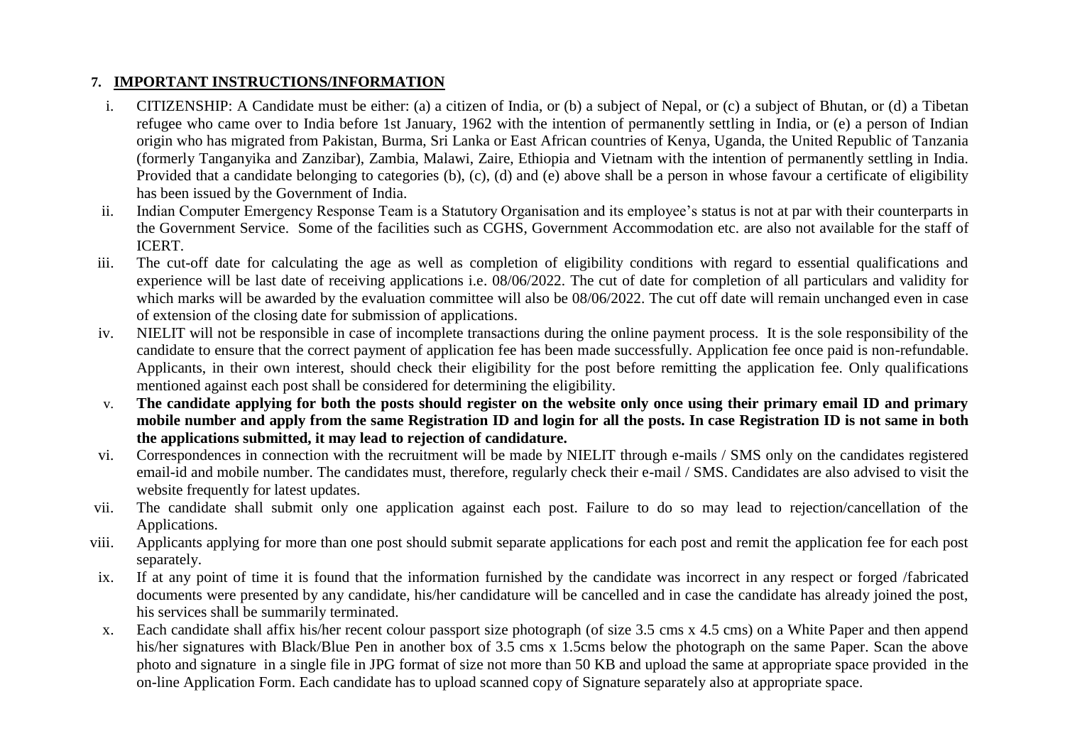## 7. IMPORTANT INSTRUCTIONS/INFORMATION

i. CITIZENSHIP: A Candidate must be either: (a) a citizen of India, or (b) a subject of Nepal, or (c) a subject of Bhutan, or (d) a Tibetan refugee who came over to India before 1st January, 1962 with the intention of permanently settling in India, or (e) a person of Indian origin who has migrated from Pakistan, Burma, Sri Lanka or East African countries of Kenya, Uganda, the United Republic of Tanzania (formerly Tanganyika and Zanzibar), Zambia, Malawi, Zaire, Ethiopia and Vietnam with the intention of permanently settling in India. Provided that a candidate belonging to categories (b), (c), (d) and (e) above shall be a person in whose favour a certificate of eligibility has been issued by the Government of India.

ii. Indian Computer Emergency Response Team is a Statutory Organisation and its employee's status is not at par with their counterparts in the Government Service. Some of the facilities such as CGHS, Government Accommodation etc. are also not available for the staff of ICERT.

iii. The cut-off date for calculating the age as well as completion of eligibility conditions with regard to essential qualifications and experience will be last date of receiving applications i.e. 08/06/2022. The cut of date for completion of all particulars and validity for which marks will be awarded by the evaluation committee will also be 08/06/2022. The cut off date will remain unchanged even in case of extension of the closing date for submission of applications.

iv. NIELIT will not be responsible in case of incomplete transactions during the online payment process. It is the sole responsibility of the candidate to ensure that the correct payment of application fee has been made successfully. Application fee once paid is non-refundable. Applicants, in their own interest, should check their eligibility for the post before remitting the application fee. Only qualifications mentioned against each post shall be considered for determining the eligibility.

v. **The candidate applying for both the posts should register on the website only once using their primary email ID and primary mobile number and apply from the same Registration ID and login for all the posts. In case Registration ID is not same in both the applications submitted, it may lead to rejection of candidature.**

vi. Correspondences in connection with the recruitment will be made by NIELIT through e-mails / SMS only on the candidates registered email-id and mobile number. The candidates must, therefore, regularly check their e-mail / SMS. Candidates are also advised to visit the website frequently for latest updates.

vii. The candidate shall submit only one application against each post. Failure to do so may lead to rejection/cancellation of the Applications.

viii. Applicants applying for more than one post should submit separate applications for each post and remit the application fee for each post separately.

ix. If at any point of time it is found that the information furnished by the candidate was incorrect in any respect or forged /fabricated documents were presented by any candidate, his/her candidature will be cancelled and in case the candidate has already joined the post, his services shall be summarily terminated.

x. Each candidate shall affix his/her recent colour passport size photograph (of size 3.5 cms x 4.5 cms) on a White Paper and then append his/her signatures with Black/Blue Pen in another box of 3.5 cms x 1.5cms below the photograph on the same Paper. Scan the above photo and signature in a single file in JPG format of size not more than 50 KB and upload the same at appropriate space provided in the on-line Application Form. Each candidate has to upload scanned copy of Signature separately also at appropriate space.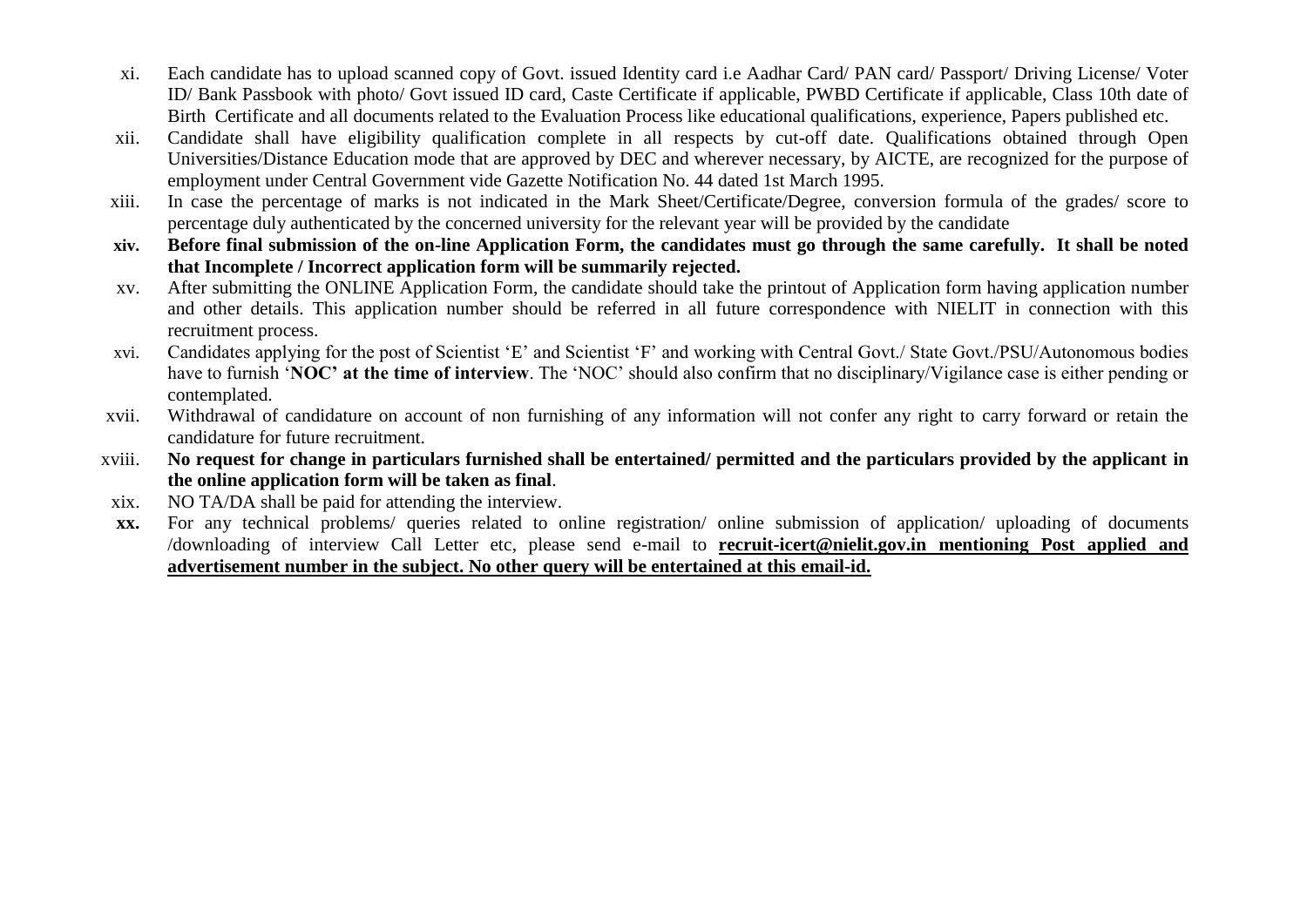xi. Each candidate has to upload scanned copy of Govt. issued Identity card i.e Aadhar Card/ PAN card/ Passport/ Driving License/ Voter ID/ Bank Passbook with photo/ Govt issued ID card, Caste Certificate if applicable, PWBD Certificate if applicable, Class 10th date of Birth Certificate and all documents related to the Evaluation Process like educational qualifications, experience, Papers published etc.

xii. Candidate shall have eligibility qualification complete in all respects by cut-off date. Qualifications obtained through Open Universities/Distance Education mode that are approved by DEC and wherever necessary, by AICTE, are recognized for the purpose of employment under Central Government vide Gazette Notification No. 44 dated 1st March 1995.

xiii. In case the percentage of marks is not indicated in the Mark Sheet/Certificate/Degree, conversion formula of the grades/ score to percentage duly authenticated by the concerned university for the relevant year will be provided by the candidate

**xiv. Before final submission of the on-line Application Form, the candidates must go through the same carefully. It shall be noted that Incomplete / Incorrect application form will be summarily rejected.**

xv. After submitting the ONLINE Application Form, the candidate should take the printout of Application form having application number and other details. This application number should be referred in all future correspondence with NIELIT in connection with this recruitment process.

xvi. Candidates applying for the post of Scientist 'E' and Scientist 'F' and working with Central Govt./ State Govt./PSU/Autonomous bodies have to furnish '**NOC' at the time of interview**. The 'NOC' should also confirm that no disciplinary/Vigilance case is either pending or contemplated.

xvii. Withdrawal of candidature on account of non furnishing of any information will not confer any right to carry forward or retain the candidature for future recruitment.

xviii. **No request for change in particulars furnished shall be entertained/ permitted and the particulars provided by the applicant in the online application form will be taken as final**.

xix. NO TA/DA shall be paid for attending the interview.

**xx.** For any technical problems/ queries related to online registration/ online submission of application/ uploading of documents /downloading of interview Call Letter etc, please send e-mail to **recruit-icert@nielit.gov.in mentioning Post applied and advertisement number in the subject. No other query will be entertained at this email-id.**